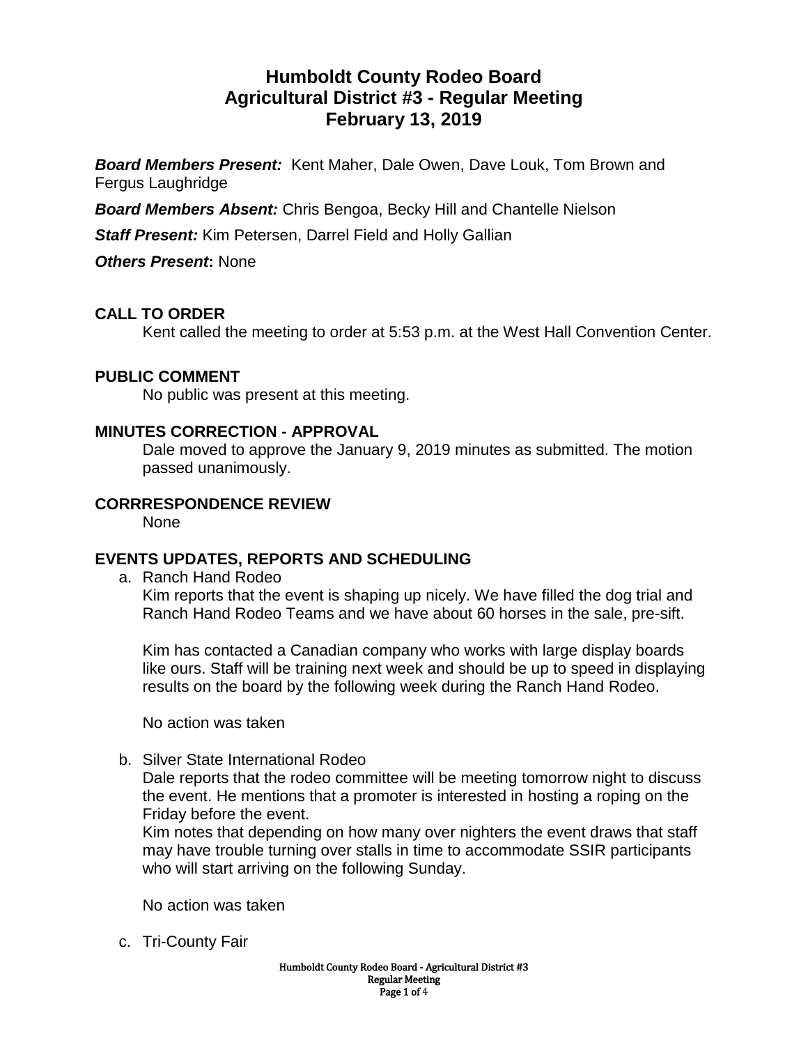# Humboldt County Rodeo Board
## Agricultural District #3 - Regular Meeting
## February 13, 2019

***Board Members Present:*** Kent Maher, Dale Owen, Dave Louk, Tom Brown and Fergus Laughridge

***Board Members Absent:*** Chris Bengoa, Becky Hill and Chantelle Nielson

***Staff Present:*** Kim Petersen, Darrel Field and Holly Gallian

***Others Present*:** None

### CALL TO ORDER

Kent called the meeting to order at 5:53 p.m. at the West Hall Convention Center.

### PUBLIC COMMENT

No public was present at this meeting.

### MINUTES CORRECTION - APPROVAL

Dale moved to approve the January 9, 2019 minutes as submitted. The motion passed unanimously.

### CORRRESPONDENCE REVIEW

None

### EVENTS UPDATES, REPORTS AND SCHEDULING

a. Ranch Hand Rodeo

Kim reports that the event is shaping up nicely. We have filled the dog trial and Ranch Hand Rodeo Teams and we have about 60 horses in the sale, pre-sift.

Kim has contacted a Canadian company who works with large display boards like ours. Staff will be training next week and should be up to speed in displaying results on the board by the following week during the Ranch Hand Rodeo.

No action was taken

b. Silver State International Rodeo

Dale reports that the rodeo committee will be meeting tomorrow night to discuss the event. He mentions that a promoter is interested in hosting a roping on the Friday before the event.

Kim notes that depending on how many over nighters the event draws that staff may have trouble turning over stalls in time to accommodate SSIR participants who will start arriving on the following Sunday.

No action was taken

c. Tri-County Fair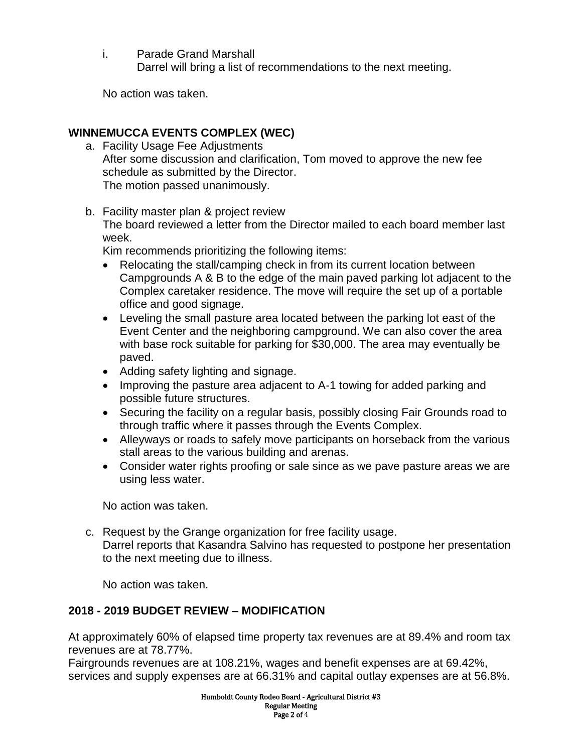i. Parade Grand Marshall
   Darrel will bring a list of recommendations to the next meeting.

No action was taken.

## WINNEMUCCA EVENTS COMPLEX (WEC)

a. Facility Usage Fee Adjustments
   After some discussion and clarification, Tom moved to approve the new fee schedule as submitted by the Director.
   The motion passed unanimously.

b. Facility master plan & project review
   The board reviewed a letter from the Director mailed to each board member last week.
   Kim recommends prioritizing the following items:
   - Relocating the stall/camping check in from its current location between Campgrounds A & B to the edge of the main paved parking lot adjacent to the Complex caretaker residence. The move will require the set up of a portable office and good signage.
   - Leveling the small pasture area located between the parking lot east of the Event Center and the neighboring campground. We can also cover the area with base rock suitable for parking for $30,000. The area may eventually be paved.
   - Adding safety lighting and signage.
   - Improving the pasture area adjacent to A-1 towing for added parking and possible future structures.
   - Securing the facility on a regular basis, possibly closing Fair Grounds road to through traffic where it passes through the Events Complex.
   - Alleyways or roads to safely move participants on horseback from the various stall areas to the various building and arenas.
   - Consider water rights proofing or sale since as we pave pasture areas we are using less water.

   No action was taken.

c. Request by the Grange organization for free facility usage.
   Darrel reports that Kasandra Salvino has requested to postpone her presentation to the next meeting due to illness.

   No action was taken.

## 2018 - 2019 BUDGET REVIEW – MODIFICATION

At approximately 60% of elapsed time property tax revenues are at 89.4% and room tax revenues are at 78.77%.
Fairgrounds revenues are at 108.21%, wages and benefit expenses are at 69.42%, services and supply expenses are at 66.31% and capital outlay expenses are at 56.8%.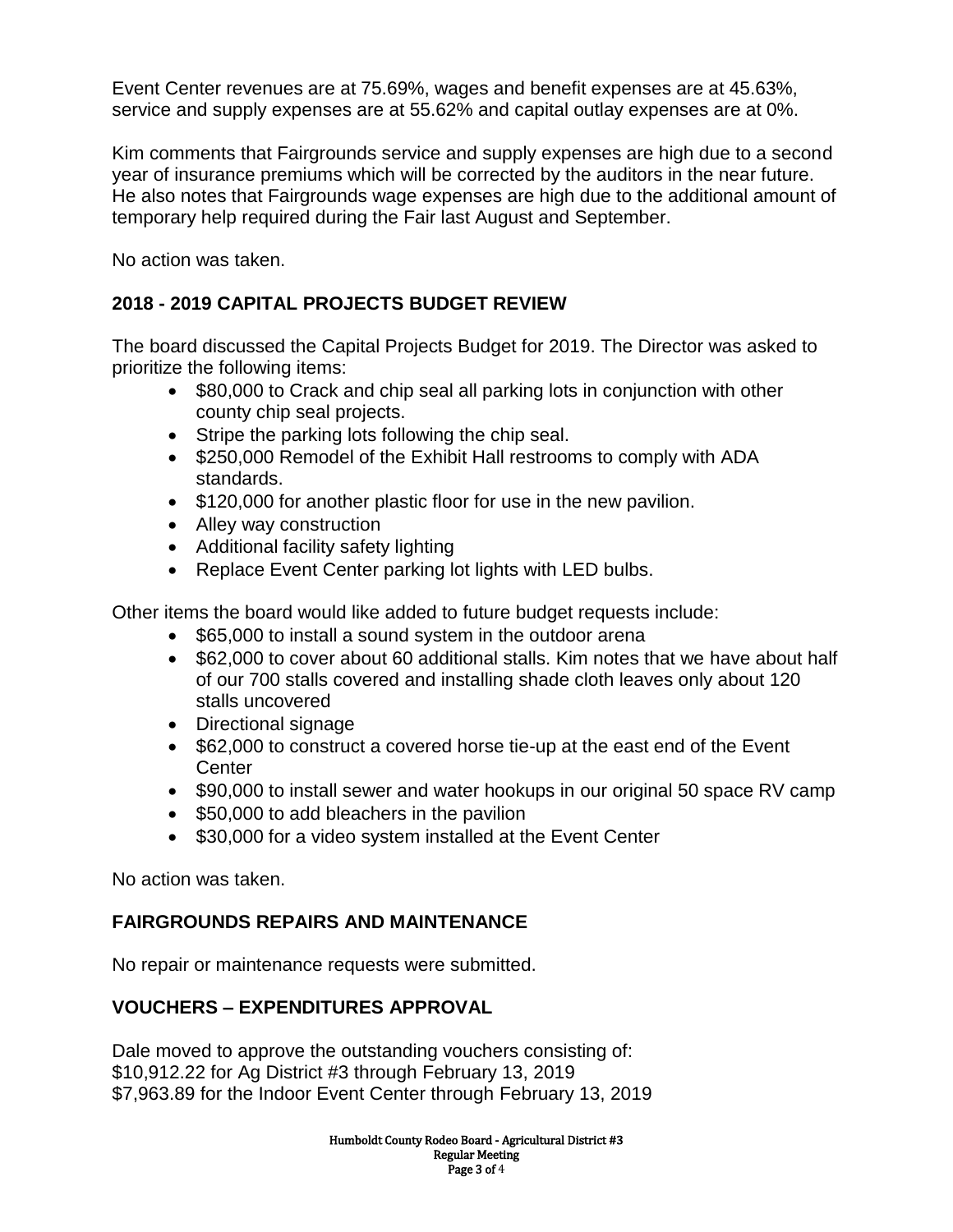Event Center revenues are at 75.69%, wages and benefit expenses are at 45.63%, service and supply expenses are at 55.62% and capital outlay expenses are at 0%.

Kim comments that Fairgrounds service and supply expenses are high due to a second year of insurance premiums which will be corrected by the auditors in the near future. He also notes that Fairgrounds wage expenses are high due to the additional amount of temporary help required during the Fair last August and September.

No action was taken.

## 2018 - 2019 CAPITAL PROJECTS BUDGET REVIEW

The board discussed the Capital Projects Budget for 2019. The Director was asked to prioritize the following items:

- $80,000 to Crack and chip seal all parking lots in conjunction with other county chip seal projects.
- Stripe the parking lots following the chip seal.
- $250,000 Remodel of the Exhibit Hall restrooms to comply with ADA standards.
- $120,000 for another plastic floor for use in the new pavilion.
- Alley way construction
- Additional facility safety lighting
- Replace Event Center parking lot lights with LED bulbs.

Other items the board would like added to future budget requests include:

- $65,000 to install a sound system in the outdoor arena
- $62,000 to cover about 60 additional stalls. Kim notes that we have about half of our 700 stalls covered and installing shade cloth leaves only about 120 stalls uncovered
- Directional signage
- $62,000 to construct a covered horse tie-up at the east end of the Event Center
- $90,000 to install sewer and water hookups in our original 50 space RV camp
- $50,000 to add bleachers in the pavilion
- $30,000 for a video system installed at the Event Center

No action was taken.

## FAIRGROUNDS REPAIRS AND MAINTENANCE

No repair or maintenance requests were submitted.

## VOUCHERS – EXPENDITURES APPROVAL

Dale moved to approve the outstanding vouchers consisting of:
$10,912.22 for Ag District #3 through February 13, 2019
$7,963.89 for the Indoor Event Center through February 13, 2019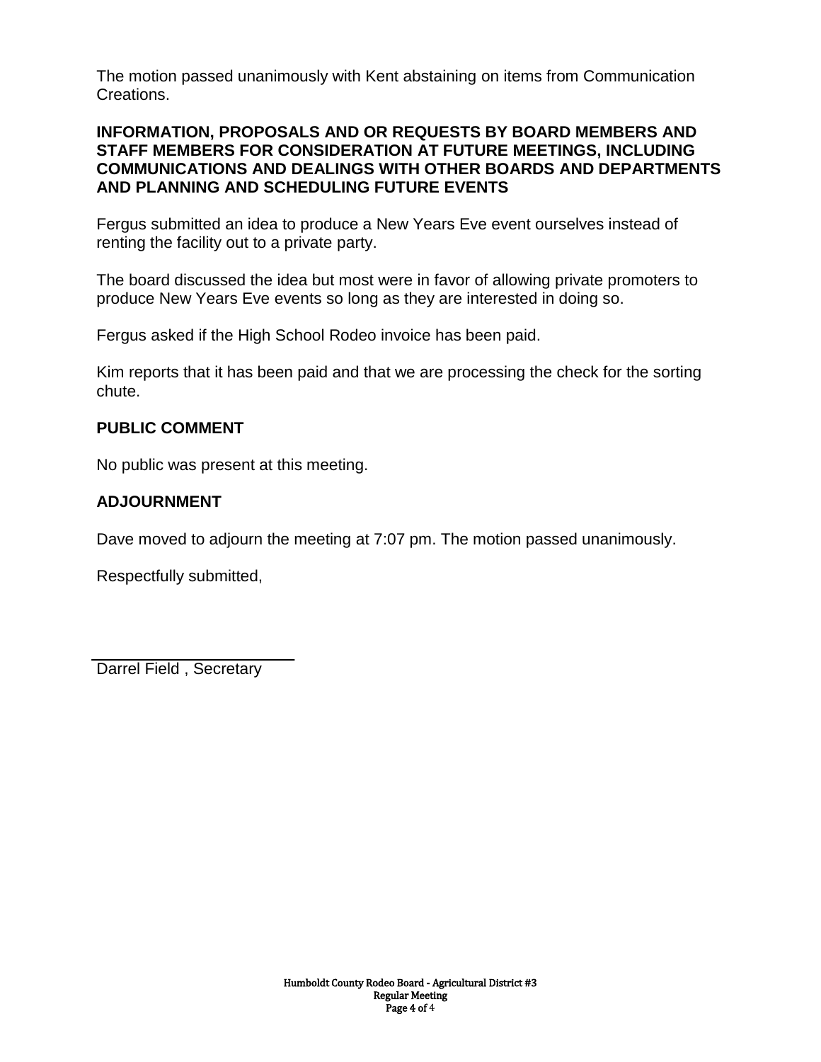The motion passed unanimously with Kent abstaining on items from Communication Creations.

**INFORMATION, PROPOSALS AND OR REQUESTS BY BOARD MEMBERS AND STAFF MEMBERS FOR CONSIDERATION AT FUTURE MEETINGS, INCLUDING COMMUNICATIONS AND DEALINGS WITH OTHER BOARDS AND DEPARTMENTS AND PLANNING AND SCHEDULING FUTURE EVENTS**

Fergus submitted an idea to produce a New Years Eve event ourselves instead of renting the facility out to a private party.

The board discussed the idea but most were in favor of allowing private promoters to produce New Years Eve events so long as they are interested in doing so.

Fergus asked if the High School Rodeo invoice has been paid.

Kim reports that it has been paid and that we are processing the check for the sorting chute.

**PUBLIC COMMENT**

No public was present at this meeting.

**ADJOURNMENT**

Dave moved to adjourn the meeting at 7:07 pm. The motion passed unanimously.

Respectfully submitted,

Darrel Field , Secretary